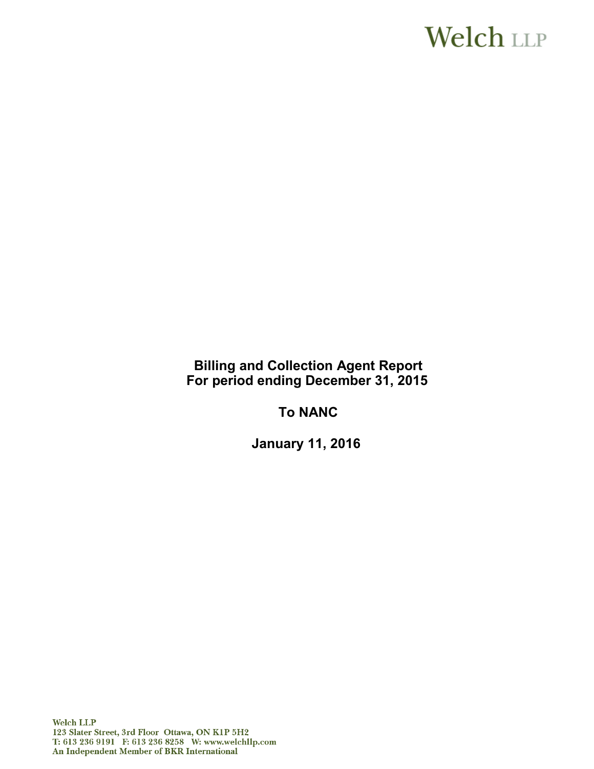Welch LLP

# Billing and Collection Agent Report
# For period ending December 31, 2015

## To NANC

## January 11, 2016

Welch LLP
123 Slater Street, 3rd Floor Ottawa, ON K1P 5H2
T: 613 236 9191 F: 613 236 8258 W: www.welchllp.com
An Independent Member of BKR International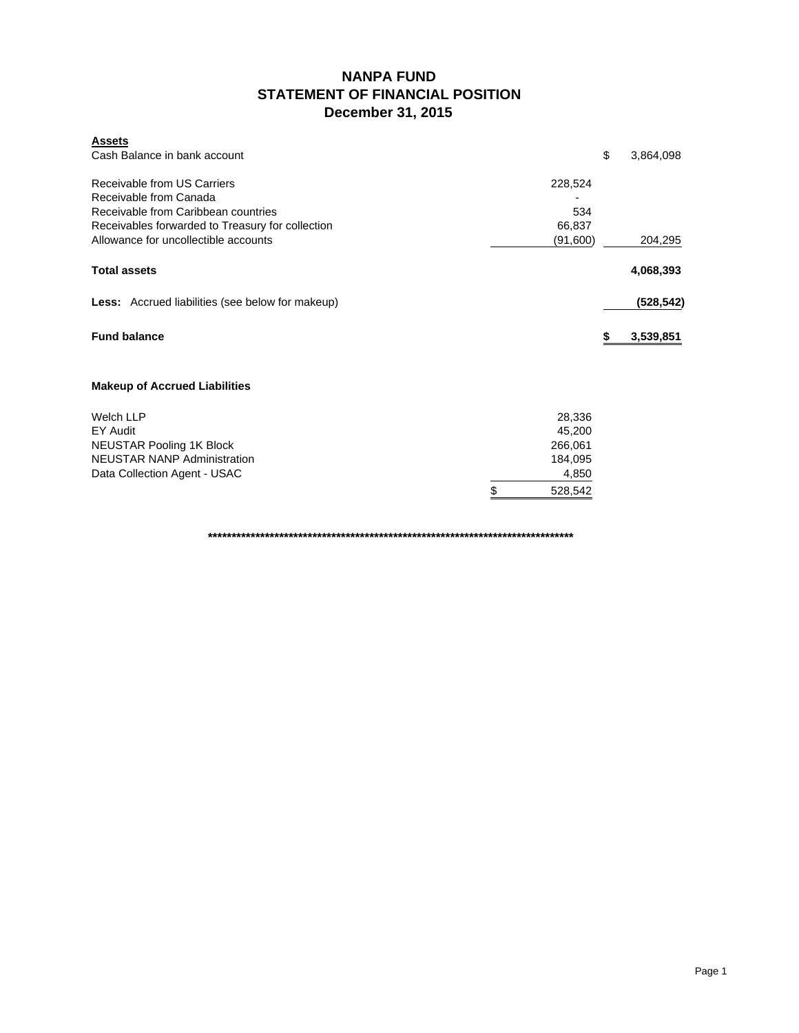# NANPA FUND
## STATEMENT OF FINANCIAL POSITION
### December 31, 2015

| **Assets** | | | |
|---|---|---|---|
| Cash Balance in bank account | | $ | 3,864,098 |
| | | | |
| Receivable from US Carriers | 228,524 | | |
| Receivable from Canada | - | | |
| Receivable from Caribbean countries | 534 | | |
| Receivables forwarded to Treasury for collection | 66,837 | | |
| Allowance for uncollectible accounts | (91,600) | | 204,295 |
| | | | |
| **Total assets** | | | **4,068,393** |
| | | | |
| **Less:** Accrued liabilities (see below for makeup) | | | **(528,542)** |
| | | | |
| **Fund balance** | | **$** | **3,539,851** |

**Makeup of Accrued Liabilities**

| | | |
|---|---|---|
| Welch LLP | | 28,336 |
| EY Audit | | 45,200 |
| NEUSTAR Pooling 1K Block | | 266,061 |
| NEUSTAR NANP Administration | | 184,095 |
| Data Collection Agent - USAC | | 4,850 |
| | $ | 528,542 |

********************************************************************************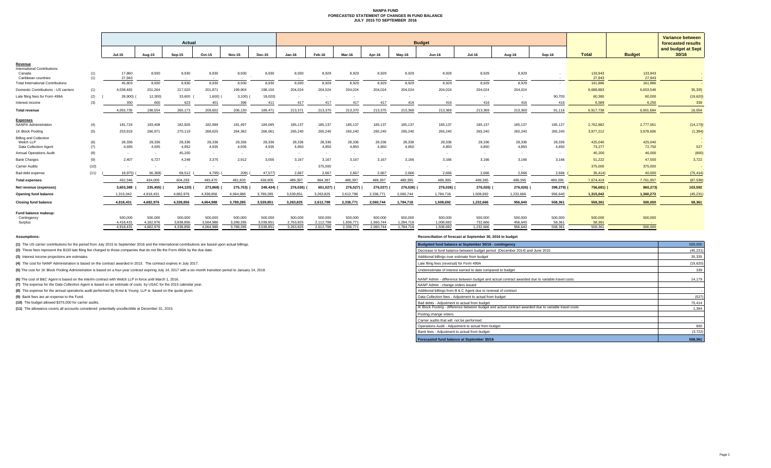# NANPA FUND
## FORECASTED STATEMENT OF CHANGES IN FUND BALANCE
### JULY 2015 TO SEPTEMBER 2016

| | | Actual | | | | | | Budget | | | | | | | | | | | Variance between forecasted results and budget at Sept 30/16 |
|---|---|---|---|---|---|---|---|---|---|---|---|---|---|---|---|---|---|---|---|
| | | Jul-15 | Aug-15 | Sep-15 | Oct-15 | Nov-15 | Dec-15 | Jan-16 | Feb-16 | Mar-16 | Apr-16 | May-16 | Jun-16 | Jul-16 | Aug-16 | Sep-16 | Total | Budget | |
| **Revenue** | | | | | | | | | | | | | | | | | | | |
| International Contributions | | | | | | | | | | | | | | | | | | | |
| Canada | (1) | 17,860 | 8,930 | 8,930 | 8,930 | 8,930 | 8,930 | 8,930 | 8,929 | 8,929 | 8,929 | 8,929 | 8,929 | 8,929 | 8,929 | - | 133,943 | 133,943 | - |
| Caribbean countries | (1) | 27,943 | - | - | - | - | - | - | - | - | - | - | - | - | - | - | 27,943 | 27,943 | - |
| Total International Contributions | | 45,803 | 8,930 | 8,930 | 8,930 | 8,930 | 8,930 | 8,930 | 8,929 | 8,929 | 8,929 | 8,929 | 8,929 | 8,929 | 8,929 | - | 161,886 | 161,886 | - |
| Domestic Contributions - US carriers | (1) | 4,038,482 | 201,264 | 217,020 | 201,871 | 199,904 | 198,150 | 204,024 | 204,024 | 204,024 | 204,024 | 204,024 | 204,024 | 204,024 | 204,024 | | 6,688,883 | 6,653,548 | 35,335 |
| Late filing fees for Form 499A | (2) | (28,900) | (12,300) | 33,600 | (1,600) | (3,100) | (18,020) | - | - | - | - | - | - | - | - | 90,700 | 60,380 | 80,000 | (19,620) |
| Interest income | (3) | 350 | 660 | 623 | 401 | 396 | 411 | 417 | 417 | 417 | 417 | 416 | 416 | 416 | 416 | 416 | 6,589 | 6,250 | 339 |
| **Total revenue** | | 4,055,735 | 198,554 | 260,173 | 209,602 | 206,130 | 189,471 | 213,371 | 213,370 | 213,370 | 213,370 | 213,369 | 213,369 | 213,369 | 213,369 | 91,116 | 6,917,738 | 6,901,684 | 16,054 |
| **Expenses** | | | | | | | | | | | | | | | | | | | |
| NANPA Administration | (4) | 181,724 | 183,408 | 182,926 | 182,999 | 181,497 | 184,095 | 185,137 | 185,137 | 185,137 | 185,137 | 185,137 | 185,137 | 185,137 | 185,137 | 185,137 | 2,762,882 | 2,777,061 | (14,179) |
| 1K Block Pooling | (5) | 253,919 | 266,971 | 270,119 | 268,620 | 264,362 | 266,061 | 265,240 | 265,240 | 265,240 | 265,240 | 265,240 | 265,240 | 265,240 | 265,240 | 265,240 | 3,977,212 | 3,978,606 | (1,394) |
| Billing and Collection | | | | | | | | | | | | | | | | | | | |
| Welch LLP | (6) | 28,336 | 28,336 | 28,336 | 28,336 | 28,336 | 28,336 | 28,336 | 28,336 | 28,336 | 28,336 | 28,336 | 28,336 | 28,336 | 28,336 | 28,336 | 425,040 | 425,040 | - |
| Data Collection Agent | (7) | 4,935 | 4,935 | 4,952 | 4,935 | 4,935 | 4,935 | 4,850 | 4,850 | 4,850 | 4,850 | 4,850 | 4,850 | 4,850 | 4,850 | 4,850 | 73,277 | 72,750 | 527 |
| Annual Operations Audit | (8) | - | - | 45,200 | - | - | - | - | - | - | - | | - | - | - | - | 45,200 | 46,000 | (800) |
| Bank Charges | (9) | 2,407 | 6,727 | 4,248 | 3,375 | 2,912 | 3,055 | 3,167 | 3,167 | 3,167 | 3,167 | 3,166 | 3,166 | 3,166 | 3,166 | 3,166 | 51,222 | 47,500 | 3,722 |
| Carrier Audits | (10) | - | - | - | - | - | - | - | 375,000 | - | - | - | - | - | - | - | 375,000 | 375,000 | - |
| Bad debt expense | (11) | (18,975) | (56,368) | 68,512 | (4,795) | (209) | (47,577) | 2,667 | 2,667 | 2,667 | 2,667 | 2,666 | 2,666 | 2,666 | 2,666 | 2,666 | (35,414) | 40,000 | (75,414) |
| **Total expenses** | | 452,346 | 434,009 | 604,293 | 483,470 | 481,833 | 438,905 | 489,397 | 864,397 | 489,397 | 489,397 | 489,395 | 489,395 | 489,395 | 489,395 | 489,395 | 7,674,419 | 7,761,957 | (87,538) |
| **Net revenue (expenses)** | | 3,603,389 | (235,455) | (344,120) | (273,868) | (275,703) | (249,434) | (276,026) | (651,027) | (276,027) | (276,027) | (276,026) | (276,026) | (276,026) | (276,026) | (398,279) | (756,681) | (860,273) | 103,592 |
| **Opening fund balance** | | 1,315,042 | 4,918,431 | 4,682,976 | 4,338,856 | 4,064,988 | 3,789,285 | 3,539,851 | 3,263,825 | 2,612,798 | 2,336,771 | 2,060,744 | 1,784,718 | 1,508,692 | 1,232,666 | 956,640 | 1,315,042 | 1,360,273 | (45,231) |
| **Closing fund balance** | | 4,918,431 | 4,682,976 | 4,338,856 | 4,064,988 | 3,789,285 | 3,539,851 | 3,263,825 | 2,612,798 | 2,336,771 | 2,060,744 | 1,784,718 | 1,508,692 | 1,232,666 | 956,640 | 558,361 | 558,361 | 500,000 | 58,361 |
| **Fund balance makeup:** | | | | | | | | | | | | | | | | | | | |
| Contingency | | 500,000 | 500,000 | 500,000 | 500,000 | 500,000 | 500,000 | 500,000 | 500,000 | 500,000 | 500,000 | 500,000 | 500,000 | 500,000 | 500,000 | 500,000 | 500,000 | 500,000 | |
| Surplus | | 4,418,431 | 4,182,976 | 3,838,856 | 3,564,988 | 3,289,285 | 3,039,851 | 2,763,825 | 2,112,798 | 1,836,771 | 1,560,744 | 1,284,718 | 1,008,692 | 732,666 | 456,640 | 58,361 | 58,361 | - | |
| | | 4,918,431 | 4,682,976 | 4,338,856 | 4,064,988 | 3,789,285 | 3,539,851 | 3,263,825 | 2,612,798 | 2,336,771 | 2,060,744 | 1,784,718 | 1,508,692 | 1,232,666 | 956,640 | 558,361 | 558,361 | 500,000 | |

**Assumptions:**

**(1)** The US carrier contributions for the period from July 2015 to September 2016 and the International contributions are based upon actual billings.

**(2)** These fees represent the $100 late filing fee charged to those companies that do not file the Form 499A by the due date.

**(3)** Interest income projections are estimates

**(4)** The cost for NANP Administration is based on the contract awarded in 2013. The contract expires in July 2017.

**(5)** The cost for 1K Block Pooling Administration is based on a four-year contract expiring July 14, 2017 with a six-month transition period to January 14, 2018.

**(6)** The cost of B&C Agent is based on the interim contract with Welch LLP in force until March 1, 2016.

**(7)** The expense for the Data Collection Agent is based on an estimate of costs by USAC for the 2015 calendar year.

**(8)** The expense for the annual operations audit performed by Ernst & Young LLP is based on the quote given.

**(9)** Bank fees are an expense to the Fund.

**(10)** The budget allowed $375,000 for carrier audits.

**(11)** The allowance covers all accounts considered potentially uncollectible at December 31, 2015.

**Reconciliation of forecast at September 30, 2016 to budget**

| Budgeted fund balance at September 30/16 - contingency | 500,000 |
|---|---|
| Decrease in fund balance between budget period (December 2014) and June 2015 | (45,231) |
| Additional billings over estimate from budget | 35,335 |
| Late filing fees (reversal) for Form 499A | (19,620) |
| Underestimate of interest earned to date compared to budget | 339 |
| NANP Admin - difference between budget and actual contract awarded due to variable travel costs | 14,179 |
| NANP Admin - change orders issued | |
| Additional billings from B & C Agent due to renewal of contract | - |
| Data Collection fees - Adjustment to actual from budget | (527) |
| Bad debts - Adjustment to actual from budget | 75,414 |
| IK Block Pooling - difference between budget and actual contract awarded due to variable travel costs | 1,394 |
| Pooling change orders | |
| Carrier audits that will not be performed | - |
| Operations Audit - Adjustment to actual from budget | 800 |
| Bank fees - Adjustment to actual from budget | (3,722) |
| **Forecasted fund balance at September 30/16** | **558,361** |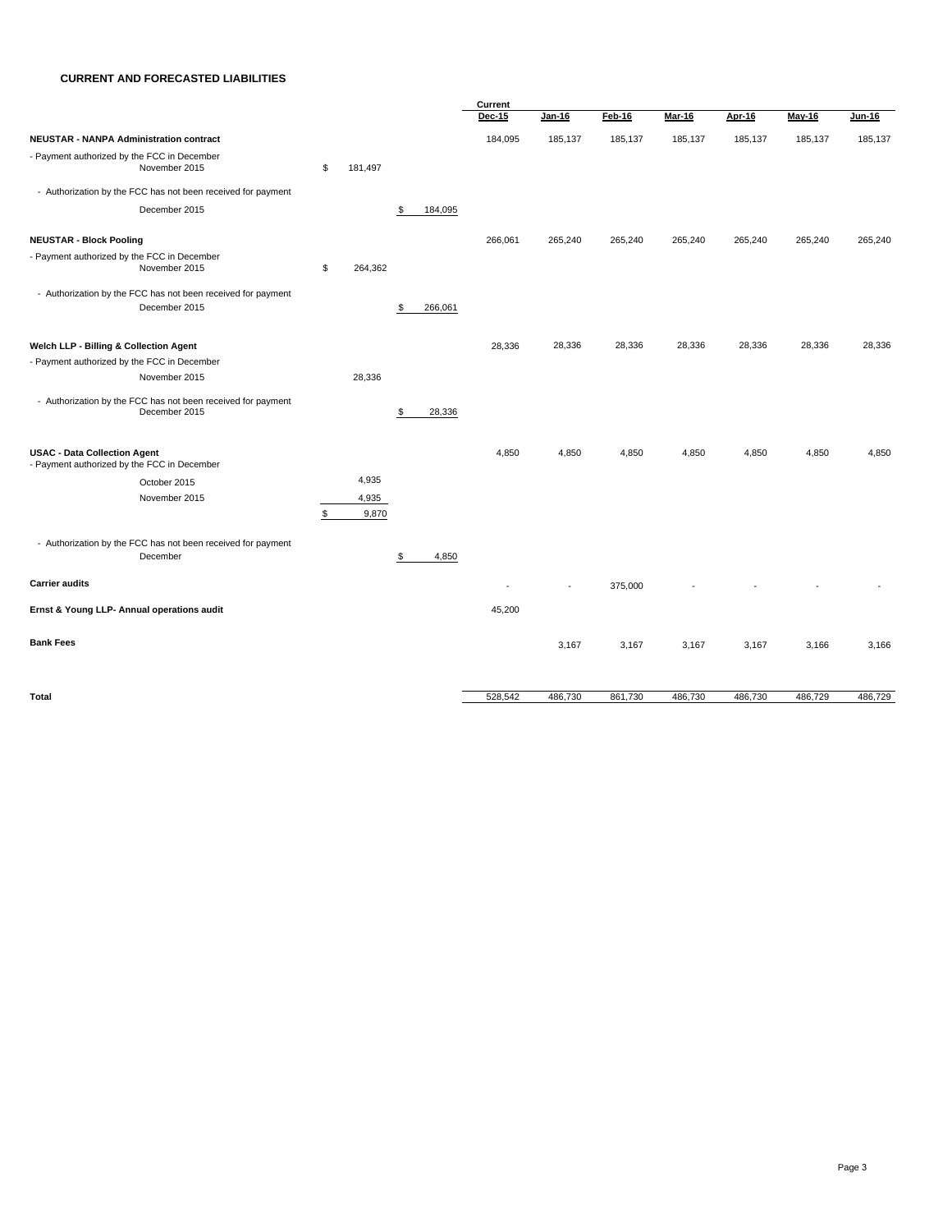## CURRENT AND FORECASTED LIABILITIES

| | | | Current Dec-15 | Jan-16 | Feb-16 | Mar-16 | Apr-16 | May-16 | Jun-16 |
|---|---|---|---|---|---|---|---|---|---|
| **NEUSTAR - NANPA Administration contract** | | | 184,095 | 185,137 | 185,137 | 185,137 | 185,137 | 185,137 | 185,137 |
| - Payment authorized by the FCC in December November 2015 | $ 181,497 | | | | | | | | |
| - Authorization by the FCC has not been received for payment December 2015 | | $ 184,095 | | | | | | | |
| **NEUSTAR - Block Pooling** | | | 266,061 | 265,240 | 265,240 | 265,240 | 265,240 | 265,240 | 265,240 |
| - Payment authorized by the FCC in December November 2015 | $ 264,362 | | | | | | | | |
| - Authorization by the FCC has not been received for payment December 2015 | | $ 266,061 | | | | | | | |
| **Welch LLP - Billing & Collection Agent** | | | 28,336 | 28,336 | 28,336 | 28,336 | 28,336 | 28,336 | 28,336 |
| - Payment authorized by the FCC in December November 2015 | 28,336 | | | | | | | | |
| - Authorization by the FCC has not been received for payment December 2015 | | $ 28,336 | | | | | | | |
| **USAC - Data Collection Agent** | | | 4,850 | 4,850 | 4,850 | 4,850 | 4,850 | 4,850 | 4,850 |
| - Payment authorized by the FCC in December | | | | | | | | | |
| October 2015 | 4,935 | | | | | | | | |
| November 2015 | 4,935 | | | | | | | | |
| | $ 9,870 | | | | | | | | |
| - Authorization by the FCC has not been received for payment December | | $ 4,850 | | | | | | | |
| **Carrier audits** | | | - | - | 375,000 | - | - | - | - |
| **Ernst & Young LLP- Annual operations audit** | | | 45,200 | | | | | | |
| **Bank Fees** | | | | 3,167 | 3,167 | 3,167 | 3,167 | 3,166 | 3,166 |
| **Total** | | | 528,542 | 486,730 | 861,730 | 486,730 | 486,730 | 486,729 | 486,729 |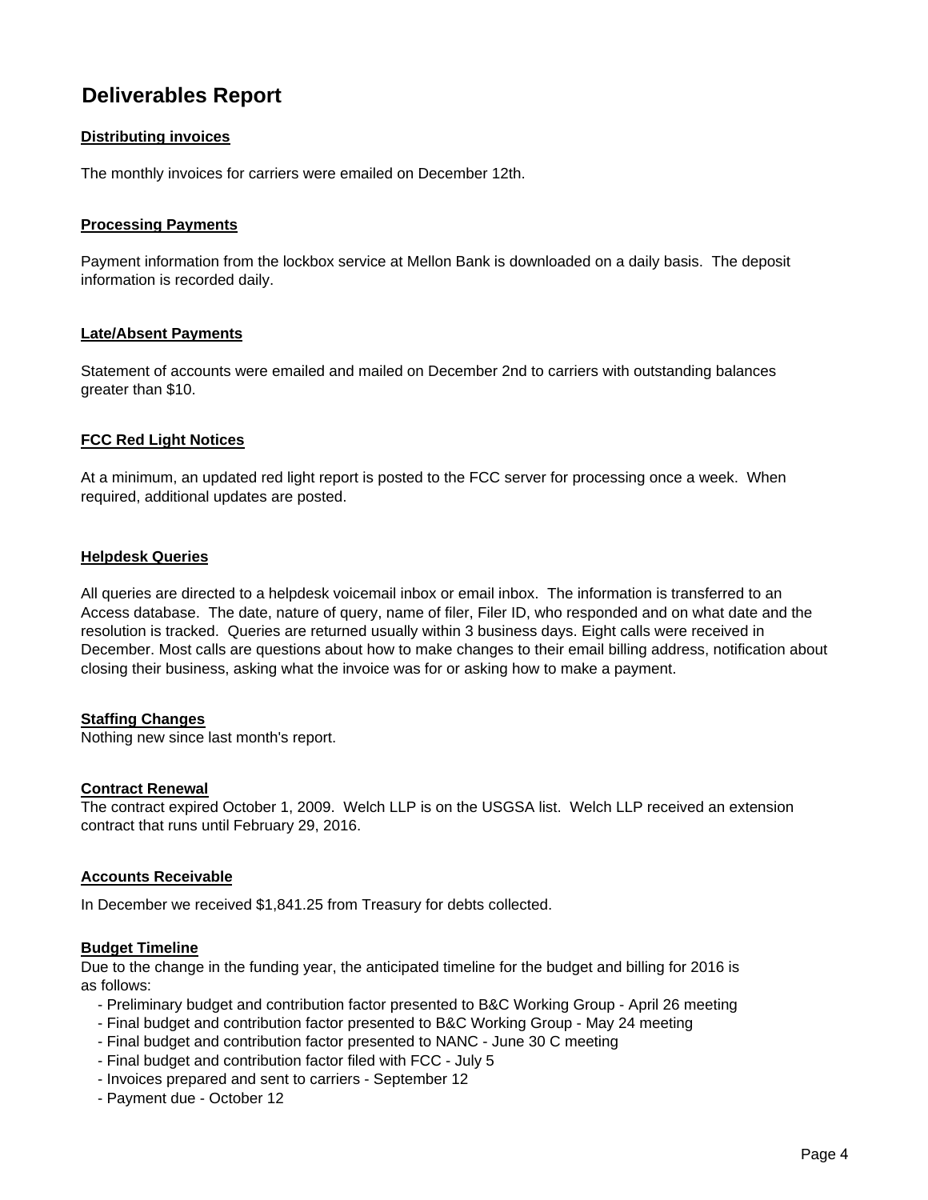# Deliverables Report

**Distributing invoices**

The monthly invoices for carriers were emailed on December 12th.

**Processing Payments**

Payment information from the lockbox service at Mellon Bank is downloaded on a daily basis. The deposit information is recorded daily.

**Late/Absent Payments**

Statement of accounts were emailed and mailed on December 2nd to carriers with outstanding balances greater than $10.

**FCC Red Light Notices**

At a minimum, an updated red light report is posted to the FCC server for processing once a week. When required, additional updates are posted.

**Helpdesk Queries**

All queries are directed to a helpdesk voicemail inbox or email inbox. The information is transferred to an Access database. The date, nature of query, name of filer, Filer ID, who responded and on what date and the resolution is tracked. Queries are returned usually within 3 business days. Eight calls were received in December. Most calls are questions about how to make changes to their email billing address, notification about closing their business, asking what the invoice was for or asking how to make a payment.

**Staffing Changes**

Nothing new since last month's report.

**Contract Renewal**

The contract expired October 1, 2009. Welch LLP is on the USGSA list. Welch LLP received an extension contract that runs until February 29, 2016.

**Accounts Receivable**

In December we received $1,841.25 from Treasury for debts collected.

**Budget Timeline**

Due to the change in the funding year, the anticipated timeline for the budget and billing for 2016 is as follows:

- Preliminary budget and contribution factor presented to B&C Working Group - April 26 meeting
- Final budget and contribution factor presented to B&C Working Group - May 24 meeting
- Final budget and contribution factor presented to NANC - June 30 C meeting
- Final budget and contribution factor filed with FCC - July 5
- Invoices prepared and sent to carriers - September 12
- Payment due - October 12